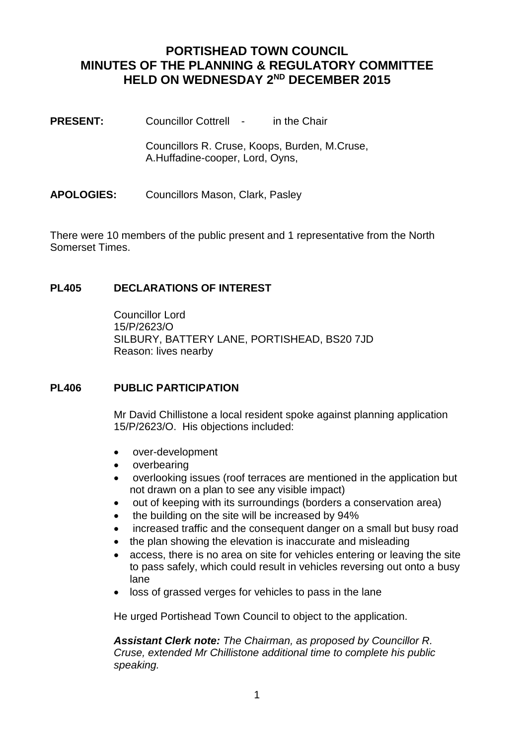# PORTISHEAD TOWN COUNCIL
# MINUTES OF THE PLANNING & REGULATORY COMMITTEE
# HELD ON WEDNESDAY 2ND DECEMBER 2015

**PRESENT:** Councillor Cottrell - in the Chair

Councillors R. Cruse, Koops, Burden, M.Cruse, A.Huffadine-cooper, Lord, Oyns,

**APOLOGIES:** Councillors Mason, Clark, Pasley

There were 10 members of the public present and 1 representative from the North Somerset Times.

## PL405 DECLARATIONS OF INTEREST

Councillor Lord
15/P/2623/O
SILBURY, BATTERY LANE, PORTISHEAD, BS20 7JD
Reason: lives nearby

## PL406 PUBLIC PARTICIPATION

Mr David Chillistone a local resident spoke against planning application 15/P/2623/O. His objections included:

- over-development
- overbearing
- overlooking issues (roof terraces are mentioned in the application but not drawn on a plan to see any visible impact)
- out of keeping with its surroundings (borders a conservation area)
- the building on the site will be increased by 94%
- increased traffic and the consequent danger on a small but busy road
- the plan showing the elevation is inaccurate and misleading
- access, there is no area on site for vehicles entering or leaving the site to pass safely, which could result in vehicles reversing out onto a busy lane
- loss of grassed verges for vehicles to pass in the lane

He urged Portishead Town Council to object to the application.

***Assistant Clerk note:*** *The Chairman, as proposed by Councillor R. Cruse, extended Mr Chillistone additional time to complete his public speaking.*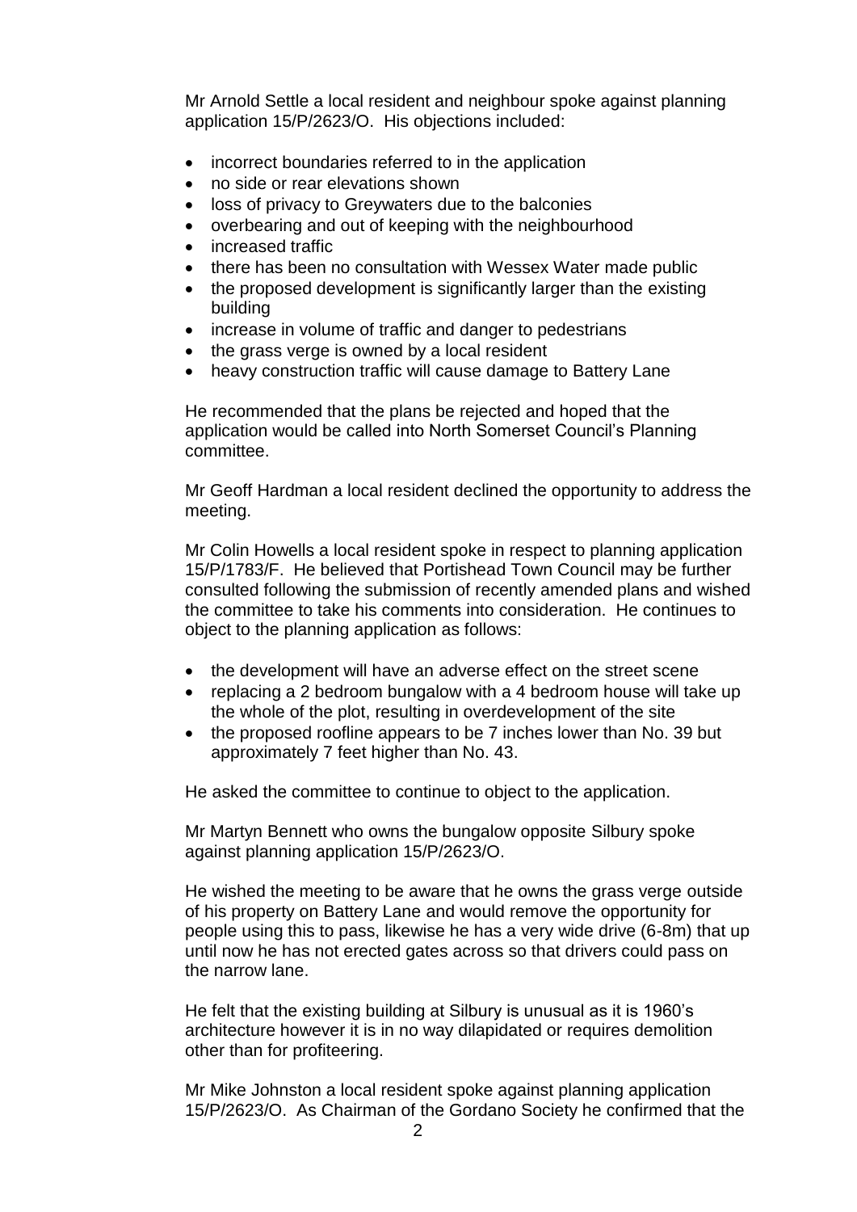Mr Arnold Settle a local resident and neighbour spoke against planning application 15/P/2623/O. His objections included:

- incorrect boundaries referred to in the application
- no side or rear elevations shown
- loss of privacy to Greywaters due to the balconies
- overbearing and out of keeping with the neighbourhood
- increased traffic
- there has been no consultation with Wessex Water made public
- the proposed development is significantly larger than the existing building
- increase in volume of traffic and danger to pedestrians
- the grass verge is owned by a local resident
- heavy construction traffic will cause damage to Battery Lane

He recommended that the plans be rejected and hoped that the application would be called into North Somerset Council's Planning committee.

Mr Geoff Hardman a local resident declined the opportunity to address the meeting.

Mr Colin Howells a local resident spoke in respect to planning application 15/P/1783/F. He believed that Portishead Town Council may be further consulted following the submission of recently amended plans and wished the committee to take his comments into consideration. He continues to object to the planning application as follows:

- the development will have an adverse effect on the street scene
- replacing a 2 bedroom bungalow with a 4 bedroom house will take up the whole of the plot, resulting in overdevelopment of the site
- the proposed roofline appears to be 7 inches lower than No. 39 but approximately 7 feet higher than No. 43.

He asked the committee to continue to object to the application.

Mr Martyn Bennett who owns the bungalow opposite Silbury spoke against planning application 15/P/2623/O.

He wished the meeting to be aware that he owns the grass verge outside of his property on Battery Lane and would remove the opportunity for people using this to pass, likewise he has a very wide drive (6-8m) that up until now he has not erected gates across so that drivers could pass on the narrow lane.

He felt that the existing building at Silbury is unusual as it is 1960's architecture however it is in no way dilapidated or requires demolition other than for profiteering.

Mr Mike Johnston a local resident spoke against planning application 15/P/2623/O. As Chairman of the Gordano Society he confirmed that the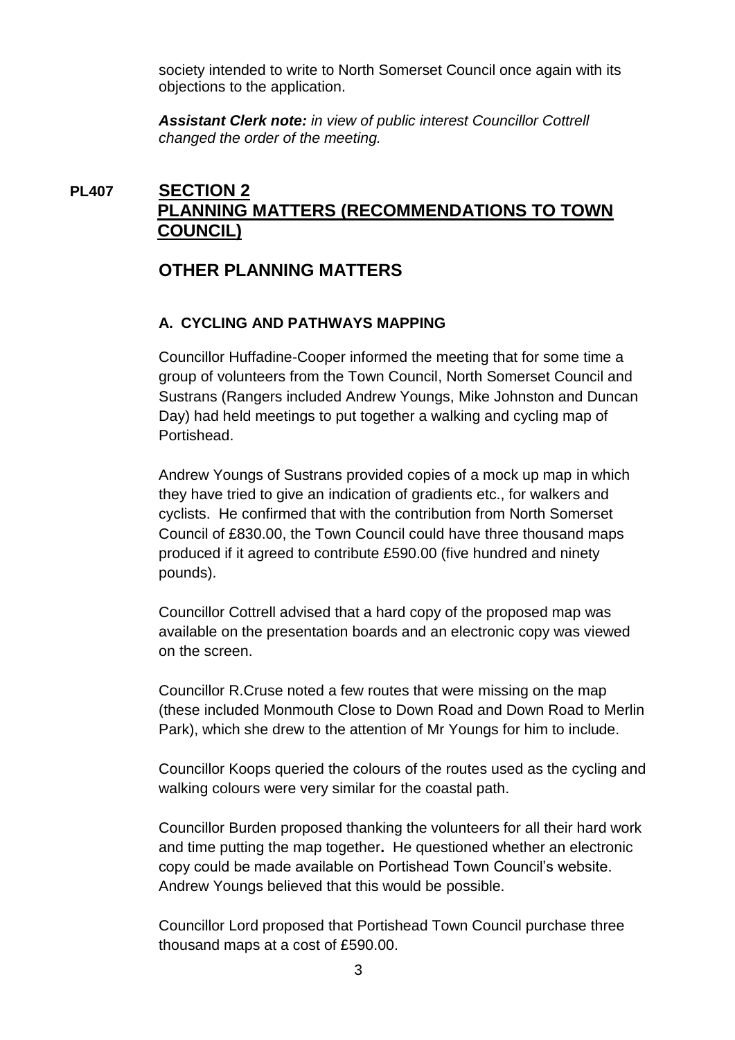society intended to write to North Somerset Council once again with its objections to the application.

***Assistant Clerk note:*** *in view of public interest Councillor Cottrell changed the order of the meeting.*

## PL407 SECTION 2 PLANNING MATTERS (RECOMMENDATIONS TO TOWN COUNCIL)

## OTHER PLANNING MATTERS

### A. CYCLING AND PATHWAYS MAPPING

Councillor Huffadine-Cooper informed the meeting that for some time a group of volunteers from the Town Council, North Somerset Council and Sustrans (Rangers included Andrew Youngs, Mike Johnston and Duncan Day) had held meetings to put together a walking and cycling map of Portishead.

Andrew Youngs of Sustrans provided copies of a mock up map in which they have tried to give an indication of gradients etc., for walkers and cyclists. He confirmed that with the contribution from North Somerset Council of £830.00, the Town Council could have three thousand maps produced if it agreed to contribute £590.00 (five hundred and ninety pounds).

Councillor Cottrell advised that a hard copy of the proposed map was available on the presentation boards and an electronic copy was viewed on the screen.

Councillor R.Cruse noted a few routes that were missing on the map (these included Monmouth Close to Down Road and Down Road to Merlin Park), which she drew to the attention of Mr Youngs for him to include.

Councillor Koops queried the colours of the routes used as the cycling and walking colours were very similar for the coastal path.

Councillor Burden proposed thanking the volunteers for all their hard work and time putting the map together**.** He questioned whether an electronic copy could be made available on Portishead Town Council's website. Andrew Youngs believed that this would be possible.

Councillor Lord proposed that Portishead Town Council purchase three thousand maps at a cost of £590.00.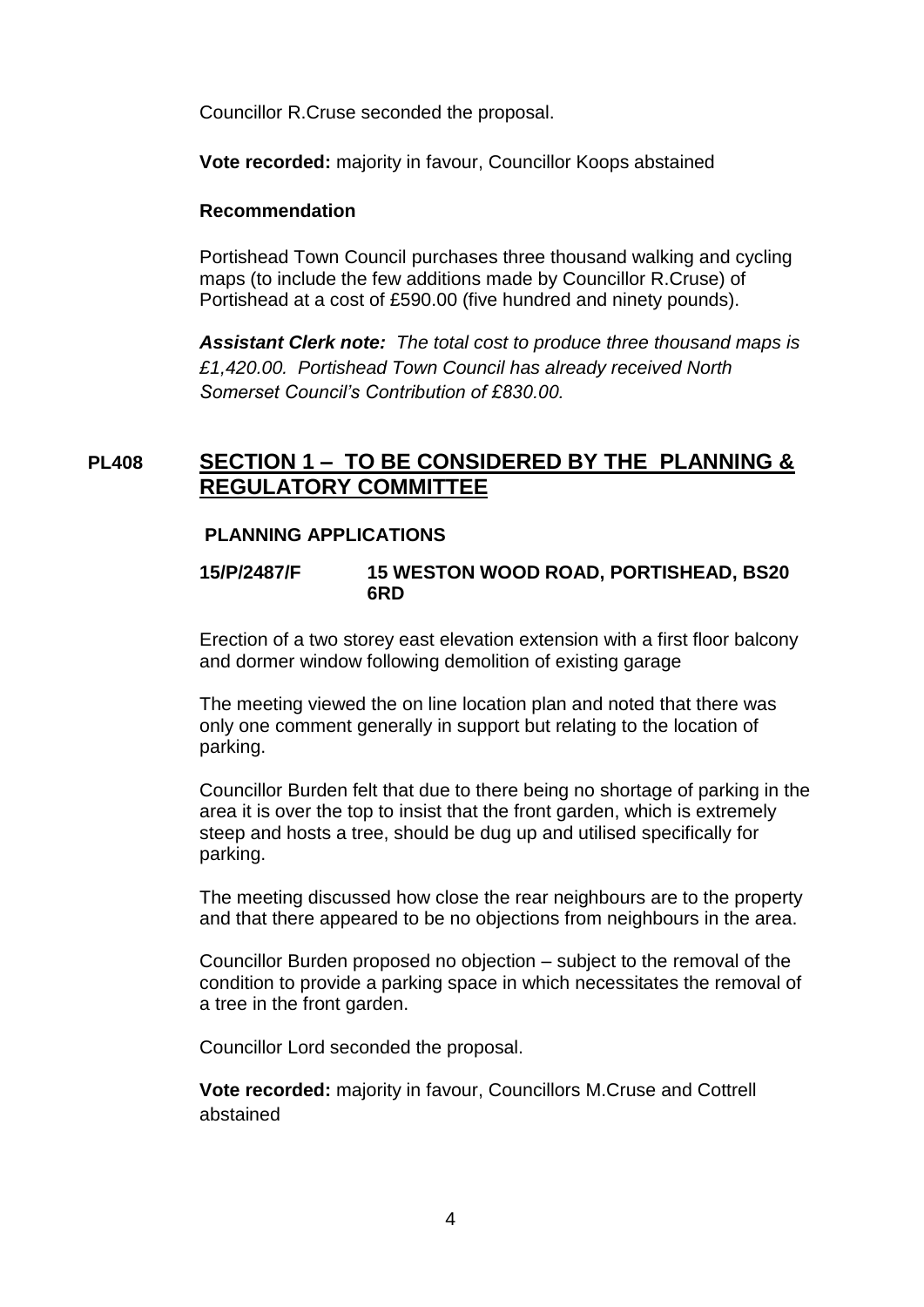Councillor R.Cruse seconded the proposal.

**Vote recorded:** majority in favour, Councillor Koops abstained

**Recommendation**

Portishead Town Council purchases three thousand walking and cycling maps (to include the few additions made by Councillor R.Cruse) of Portishead at a cost of £590.00 (five hundred and ninety pounds).

***Assistant Clerk note:*** *The total cost to produce three thousand maps is £1,420.00. Portishead Town Council has already received North Somerset Council's Contribution of £830.00.*

## PL408 SECTION 1 – TO BE CONSIDERED BY THE PLANNING & REGULATORY COMMITTEE

**PLANNING APPLICATIONS**

**15/P/2487/F 15 WESTON WOOD ROAD, PORTISHEAD, BS20 6RD**

Erection of a two storey east elevation extension with a first floor balcony and dormer window following demolition of existing garage

The meeting viewed the on line location plan and noted that there was only one comment generally in support but relating to the location of parking.

Councillor Burden felt that due to there being no shortage of parking in the area it is over the top to insist that the front garden, which is extremely steep and hosts a tree, should be dug up and utilised specifically for parking.

The meeting discussed how close the rear neighbours are to the property and that there appeared to be no objections from neighbours in the area.

Councillor Burden proposed no objection – subject to the removal of the condition to provide a parking space in which necessitates the removal of a tree in the front garden.

Councillor Lord seconded the proposal.

**Vote recorded:** majority in favour, Councillors M.Cruse and Cottrell abstained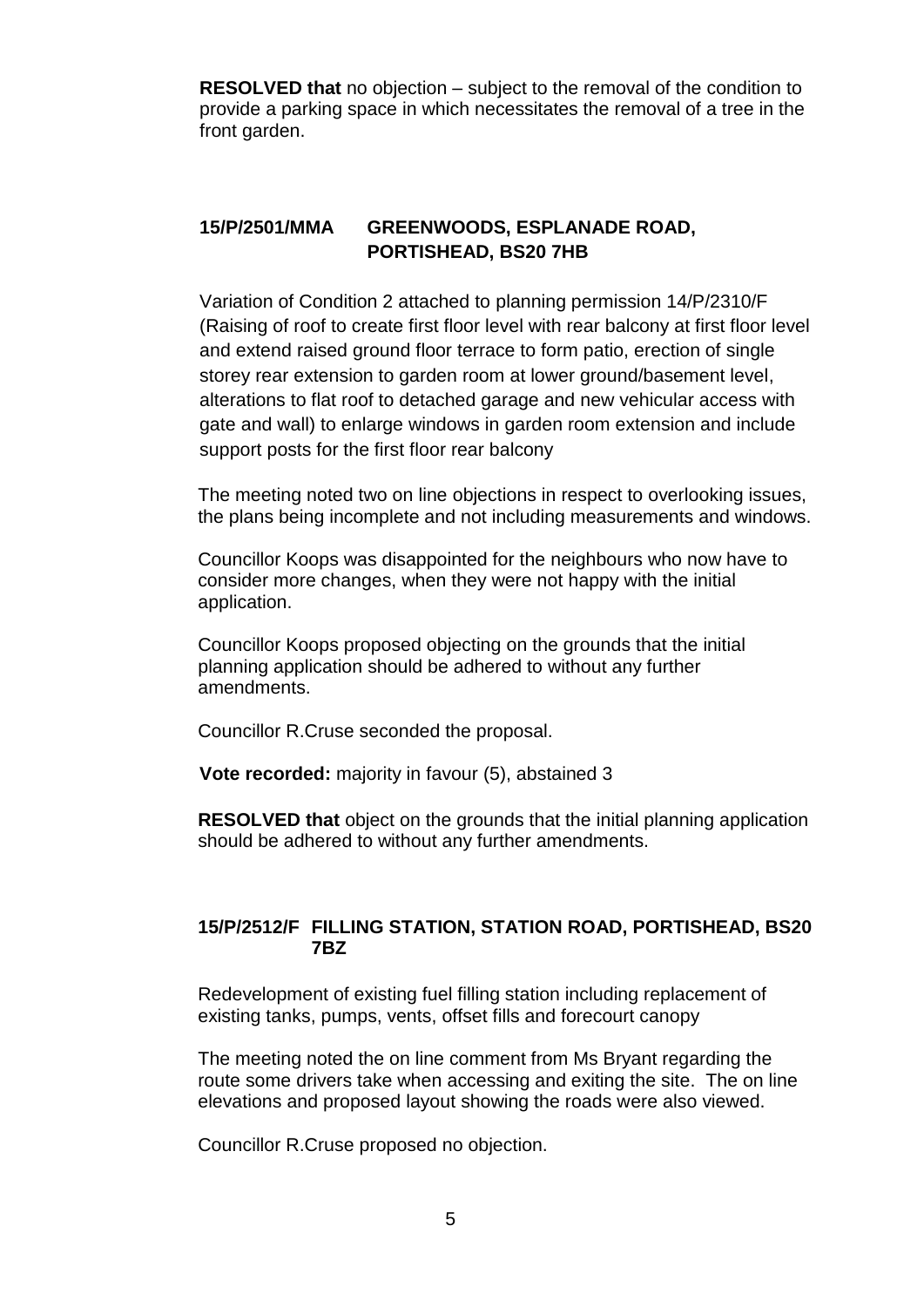**RESOLVED that** no objection – subject to the removal of the condition to provide a parking space in which necessitates the removal of a tree in the front garden.

### 15/P/2501/MMA GREENWOODS, ESPLANADE ROAD, PORTISHEAD, BS20 7HB

Variation of Condition 2 attached to planning permission 14/P/2310/F (Raising of roof to create first floor level with rear balcony at first floor level and extend raised ground floor terrace to form patio, erection of single storey rear extension to garden room at lower ground/basement level, alterations to flat roof to detached garage and new vehicular access with gate and wall) to enlarge windows in garden room extension and include support posts for the first floor rear balcony

The meeting noted two on line objections in respect to overlooking issues, the plans being incomplete and not including measurements and windows.

Councillor Koops was disappointed for the neighbours who now have to consider more changes, when they were not happy with the initial application.

Councillor Koops proposed objecting on the grounds that the initial planning application should be adhered to without any further amendments.

Councillor R.Cruse seconded the proposal.

**Vote recorded:** majority in favour (5), abstained 3

**RESOLVED that** object on the grounds that the initial planning application should be adhered to without any further amendments.

### 15/P/2512/F FILLING STATION, STATION ROAD, PORTISHEAD, BS20 7BZ

Redevelopment of existing fuel filling station including replacement of existing tanks, pumps, vents, offset fills and forecourt canopy

The meeting noted the on line comment from Ms Bryant regarding the route some drivers take when accessing and exiting the site. The on line elevations and proposed layout showing the roads were also viewed.

Councillor R.Cruse proposed no objection.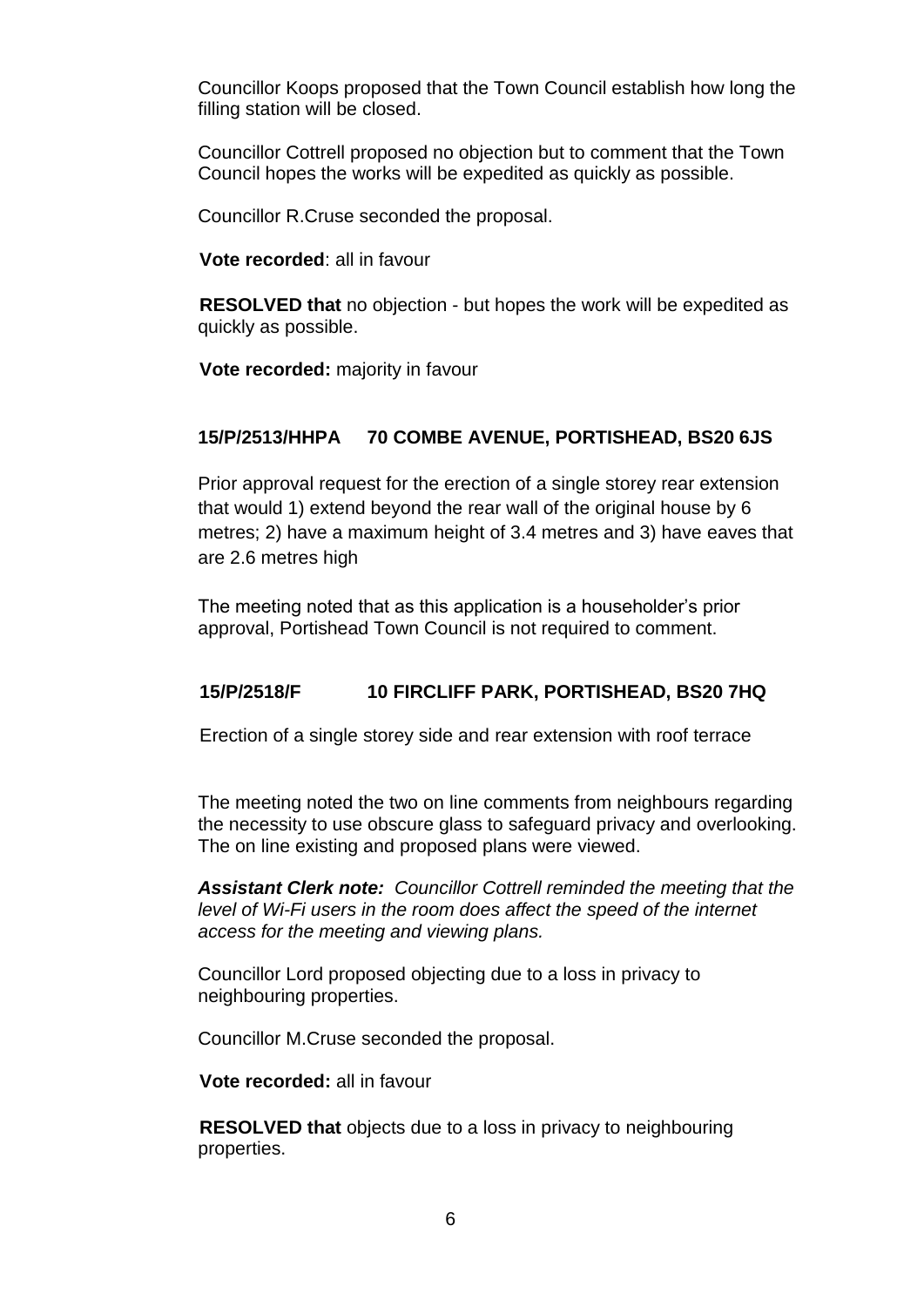Councillor Koops proposed that the Town Council establish how long the filling station will be closed.

Councillor Cottrell proposed no objection but to comment that the Town Council hopes the works will be expedited as quickly as possible.

Councillor R.Cruse seconded the proposal.

**Vote recorded**: all in favour

**RESOLVED that** no objection - but hopes the work will be expedited as quickly as possible.

**Vote recorded:** majority in favour

**15/P/2513/HHPA 70 COMBE AVENUE, PORTISHEAD, BS20 6JS**

Prior approval request for the erection of a single storey rear extension that would 1) extend beyond the rear wall of the original house by 6 metres; 2) have a maximum height of 3.4 metres and 3) have eaves that are 2.6 metres high

The meeting noted that as this application is a householder's prior approval, Portishead Town Council is not required to comment.

**15/P/2518/F 10 FIRCLIFF PARK, PORTISHEAD, BS20 7HQ**

Erection of a single storey side and rear extension with roof terrace

The meeting noted the two on line comments from neighbours regarding the necessity to use obscure glass to safeguard privacy and overlooking. The on line existing and proposed plans were viewed.

***Assistant Clerk note:*** *Councillor Cottrell reminded the meeting that the level of Wi-Fi users in the room does affect the speed of the internet access for the meeting and viewing plans.*

Councillor Lord proposed objecting due to a loss in privacy to neighbouring properties.

Councillor M.Cruse seconded the proposal.

**Vote recorded:** all in favour

**RESOLVED that** objects due to a loss in privacy to neighbouring properties.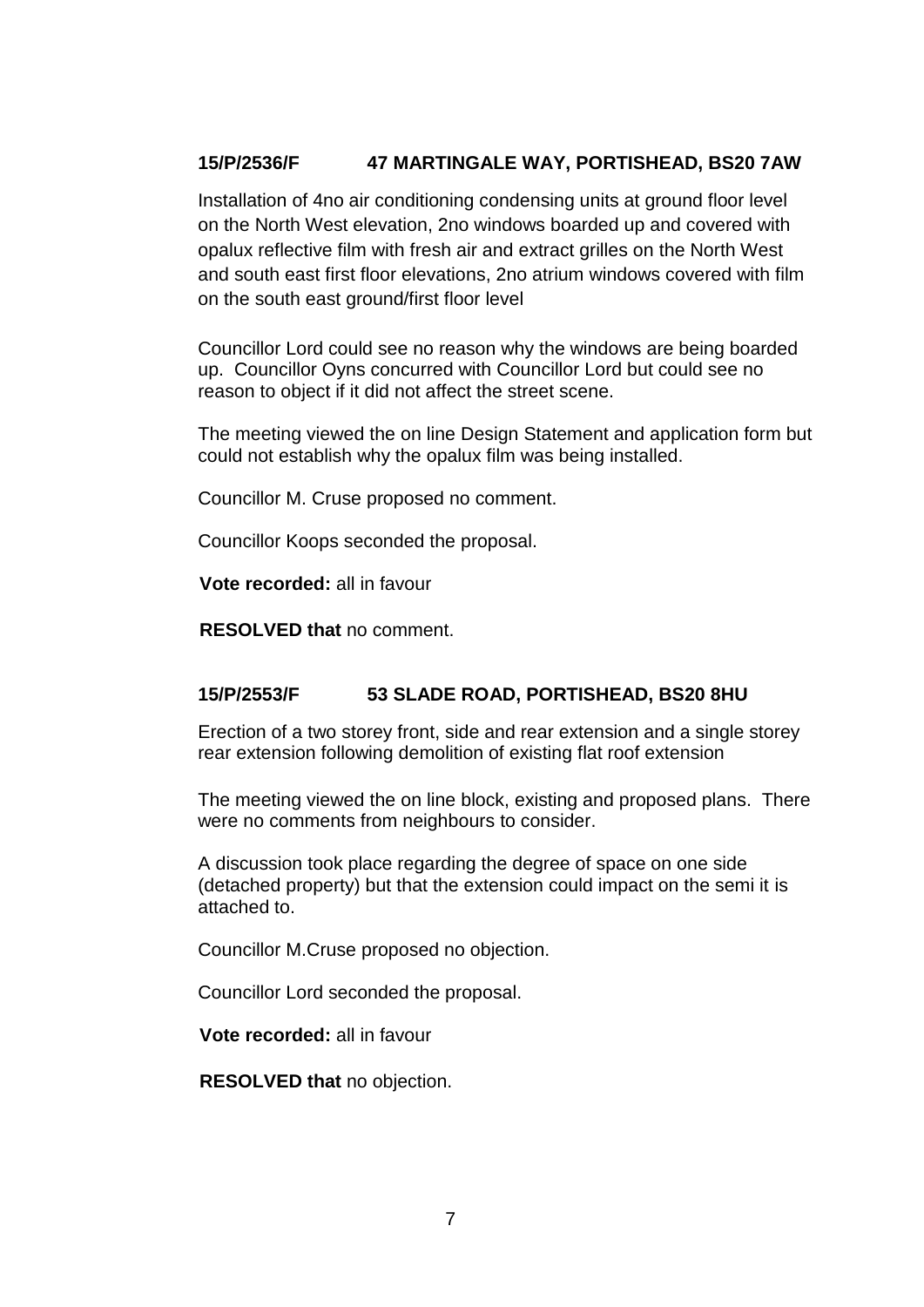**15/P/2536/F 47 MARTINGALE WAY, PORTISHEAD, BS20 7AW**

Installation of 4no air conditioning condensing units at ground floor level on the North West elevation, 2no windows boarded up and covered with opalux reflective film with fresh air and extract grilles on the North West and south east first floor elevations, 2no atrium windows covered with film on the south east ground/first floor level

Councillor Lord could see no reason why the windows are being boarded up. Councillor Oyns concurred with Councillor Lord but could see no reason to object if it did not affect the street scene.

The meeting viewed the on line Design Statement and application form but could not establish why the opalux film was being installed.

Councillor M. Cruse proposed no comment.

Councillor Koops seconded the proposal.

**Vote recorded:** all in favour

**RESOLVED that** no comment.

**15/P/2553/F 53 SLADE ROAD, PORTISHEAD, BS20 8HU**

Erection of a two storey front, side and rear extension and a single storey rear extension following demolition of existing flat roof extension

The meeting viewed the on line block, existing and proposed plans. There were no comments from neighbours to consider.

A discussion took place regarding the degree of space on one side (detached property) but that the extension could impact on the semi it is attached to.

Councillor M.Cruse proposed no objection.

Councillor Lord seconded the proposal.

**Vote recorded:** all in favour

**RESOLVED that** no objection.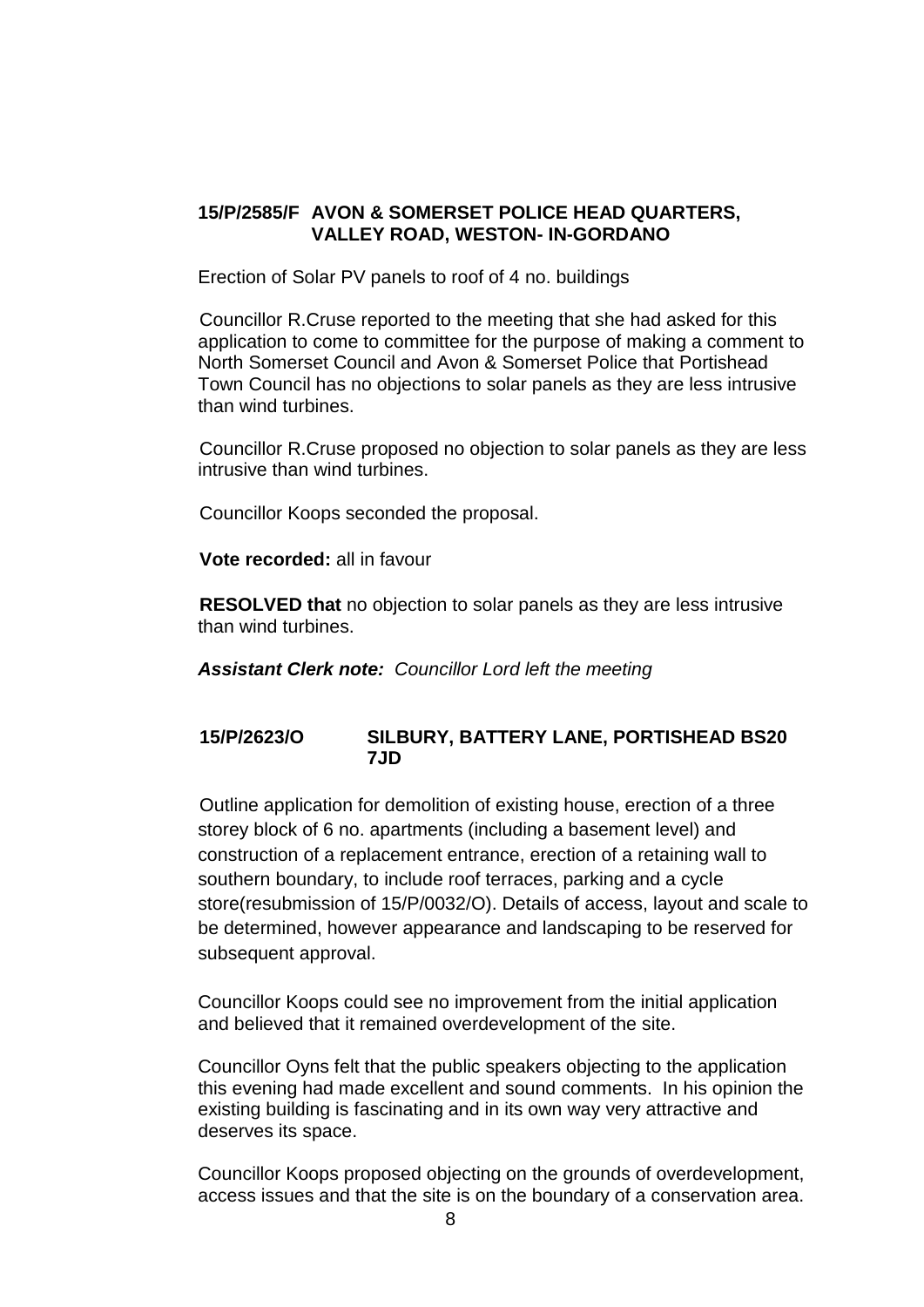**15/P/2585/F AVON & SOMERSET POLICE HEAD QUARTERS, VALLEY ROAD, WESTON- IN-GORDANO**

Erection of Solar PV panels to roof of 4 no. buildings

Councillor R.Cruse reported to the meeting that she had asked for this application to come to committee for the purpose of making a comment to North Somerset Council and Avon & Somerset Police that Portishead Town Council has no objections to solar panels as they are less intrusive than wind turbines.

Councillor R.Cruse proposed no objection to solar panels as they are less intrusive than wind turbines.

Councillor Koops seconded the proposal.

**Vote recorded:** all in favour

**RESOLVED that** no objection to solar panels as they are less intrusive than wind turbines.

***Assistant Clerk note:*** *Councillor Lord left the meeting*

**15/P/2623/O SILBURY, BATTERY LANE, PORTISHEAD BS20 7JD**

Outline application for demolition of existing house, erection of a three storey block of 6 no. apartments (including a basement level) and construction of a replacement entrance, erection of a retaining wall to southern boundary, to include roof terraces, parking and a cycle store(resubmission of 15/P/0032/O). Details of access, layout and scale to be determined, however appearance and landscaping to be reserved for subsequent approval.

Councillor Koops could see no improvement from the initial application and believed that it remained overdevelopment of the site.

Councillor Oyns felt that the public speakers objecting to the application this evening had made excellent and sound comments. In his opinion the existing building is fascinating and in its own way very attractive and deserves its space.

Councillor Koops proposed objecting on the grounds of overdevelopment, access issues and that the site is on the boundary of a conservation area.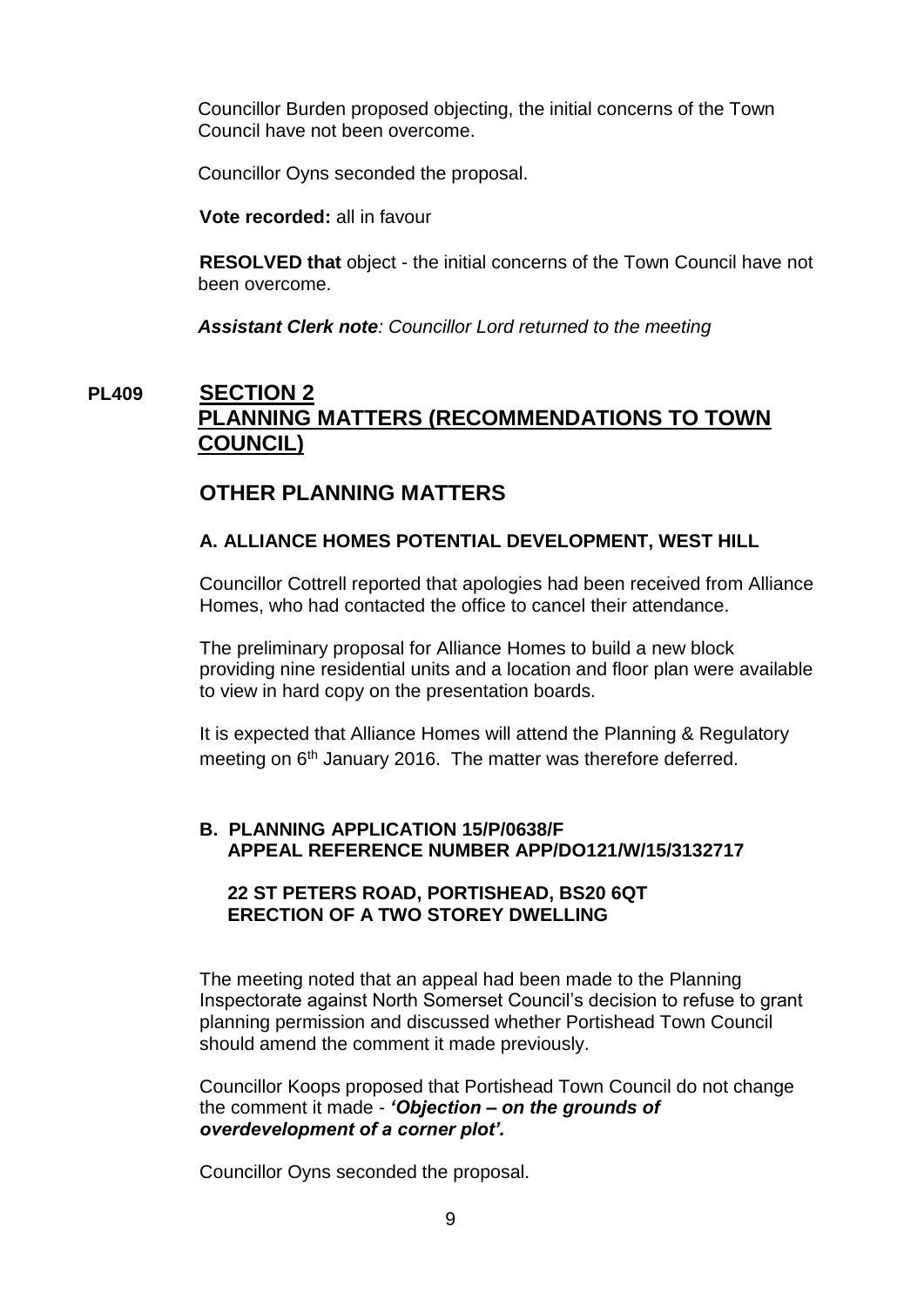Councillor Burden proposed objecting, the initial concerns of the Town Council have not been overcome.

Councillor Oyns seconded the proposal.

**Vote recorded:** all in favour

**RESOLVED that** object - the initial concerns of the Town Council have not been overcome.

***Assistant Clerk note****: Councillor Lord returned to the meeting*

## PL409 SECTION 2 PLANNING MATTERS (RECOMMENDATIONS TO TOWN COUNCIL)

## OTHER PLANNING MATTERS

### A. ALLIANCE HOMES POTENTIAL DEVELOPMENT, WEST HILL

Councillor Cottrell reported that apologies had been received from Alliance Homes, who had contacted the office to cancel their attendance.

The preliminary proposal for Alliance Homes to build a new block providing nine residential units and a location and floor plan were available to view in hard copy on the presentation boards.

It is expected that Alliance Homes will attend the Planning & Regulatory meeting on 6th January 2016. The matter was therefore deferred.

### B. PLANNING APPLICATION 15/P/0638/F APPEAL REFERENCE NUMBER APP/DO121/W/15/3132717

**22 ST PETERS ROAD, PORTISHEAD, BS20 6QT**
**ERECTION OF A TWO STOREY DWELLING**

The meeting noted that an appeal had been made to the Planning Inspectorate against North Somerset Council's decision to refuse to grant planning permission and discussed whether Portishead Town Council should amend the comment it made previously.

Councillor Koops proposed that Portishead Town Council do not change the comment it made - ***'Objection – on the grounds of overdevelopment of a corner plot'.***

Councillor Oyns seconded the proposal.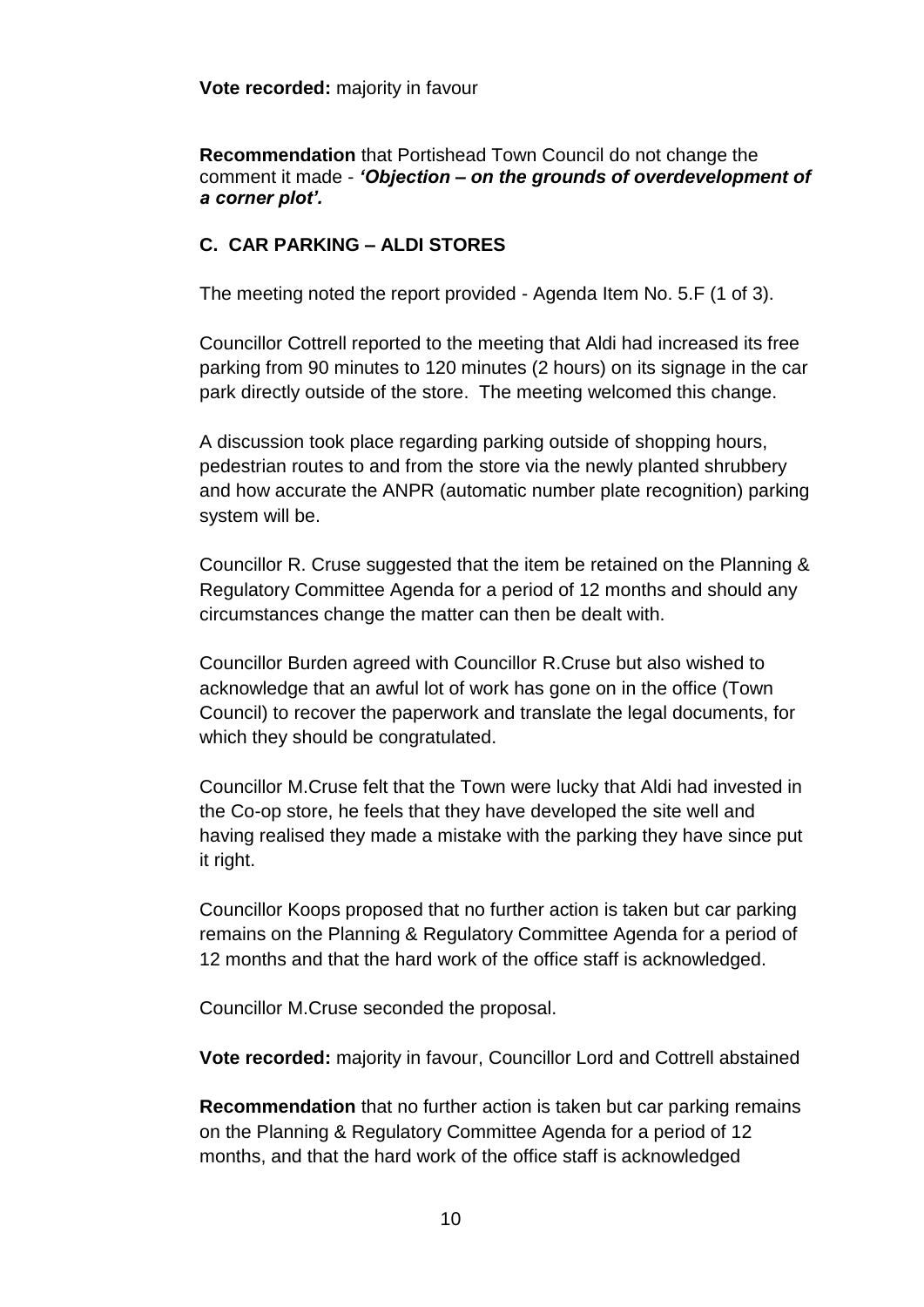**Vote recorded:** majority in favour

**Recommendation** that Portishead Town Council do not change the comment it made - ***'Objection – on the grounds of overdevelopment of a corner plot'.***

## C. CAR PARKING – ALDI STORES

The meeting noted the report provided - Agenda Item No. 5.F (1 of 3).

Councillor Cottrell reported to the meeting that Aldi had increased its free parking from 90 minutes to 120 minutes (2 hours) on its signage in the car park directly outside of the store. The meeting welcomed this change.

A discussion took place regarding parking outside of shopping hours, pedestrian routes to and from the store via the newly planted shrubbery and how accurate the ANPR (automatic number plate recognition) parking system will be.

Councillor R. Cruse suggested that the item be retained on the Planning & Regulatory Committee Agenda for a period of 12 months and should any circumstances change the matter can then be dealt with.

Councillor Burden agreed with Councillor R.Cruse but also wished to acknowledge that an awful lot of work has gone on in the office (Town Council) to recover the paperwork and translate the legal documents, for which they should be congratulated.

Councillor M.Cruse felt that the Town were lucky that Aldi had invested in the Co-op store, he feels that they have developed the site well and having realised they made a mistake with the parking they have since put it right.

Councillor Koops proposed that no further action is taken but car parking remains on the Planning & Regulatory Committee Agenda for a period of 12 months and that the hard work of the office staff is acknowledged.

Councillor M.Cruse seconded the proposal.

**Vote recorded:** majority in favour, Councillor Lord and Cottrell abstained

**Recommendation** that no further action is taken but car parking remains on the Planning & Regulatory Committee Agenda for a period of 12 months, and that the hard work of the office staff is acknowledged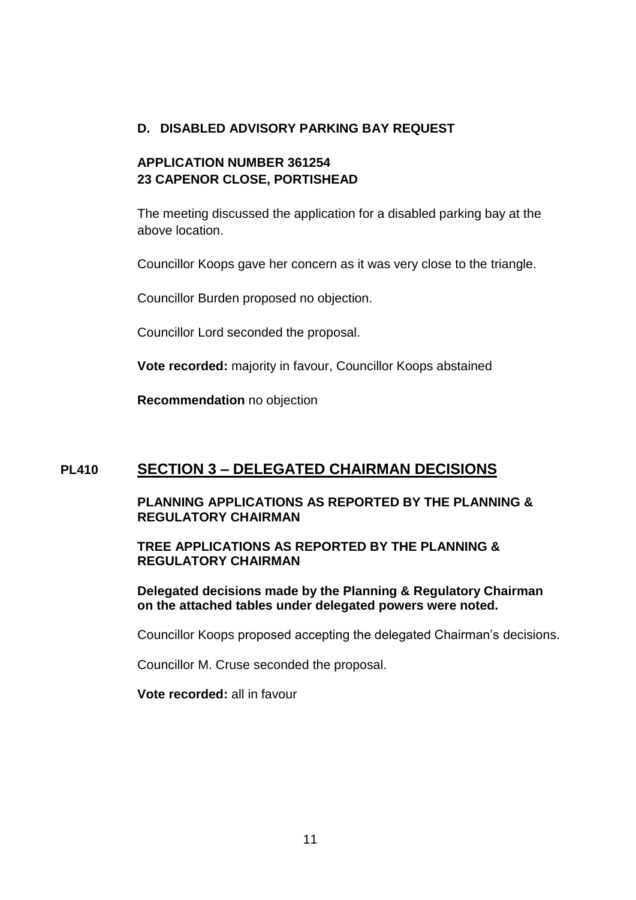### D. DISABLED ADVISORY PARKING BAY REQUEST

**APPLICATION NUMBER 361254**
**23 CAPENOR CLOSE, PORTISHEAD**

The meeting discussed the application for a disabled parking bay at the above location.

Councillor Koops gave her concern as it was very close to the triangle.

Councillor Burden proposed no objection.

Councillor Lord seconded the proposal.

**Vote recorded:** majority in favour, Councillor Koops abstained

**Recommendation** no objection

## PL410 SECTION 3 – DELEGATED CHAIRMAN DECISIONS

**PLANNING APPLICATIONS AS REPORTED BY THE PLANNING & REGULATORY CHAIRMAN**

**TREE APPLICATIONS AS REPORTED BY THE PLANNING & REGULATORY CHAIRMAN**

**Delegated decisions made by the Planning & Regulatory Chairman on the attached tables under delegated powers were noted.**

Councillor Koops proposed accepting the delegated Chairman's decisions.

Councillor M. Cruse seconded the proposal.

**Vote recorded:** all in favour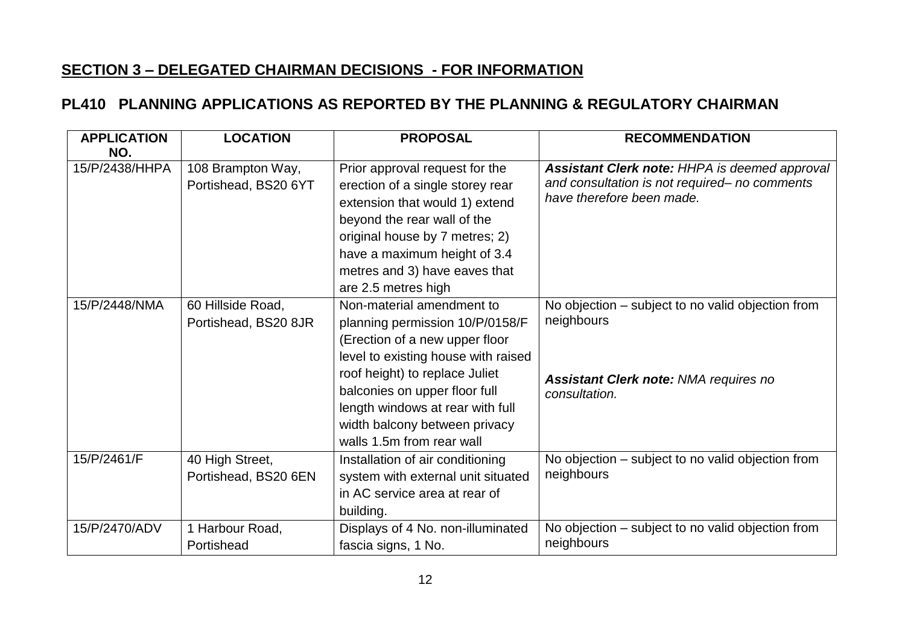## **SECTION 3 – DELEGATED CHAIRMAN DECISIONS - FOR INFORMATION**

## **PL410 PLANNING APPLICATIONS AS REPORTED BY THE PLANNING & REGULATORY CHAIRMAN**

| APPLICATION NO. | LOCATION | PROPOSAL | RECOMMENDATION |
|---|---|---|---|
| 15/P/2438/HHPA | 108 Brampton Way, Portishead, BS20 6YT | Prior approval request for the erection of a single storey rear extension that would 1) extend beyond the rear wall of the original house by 7 metres; 2) have a maximum height of 3.4 metres and 3) have eaves that are 2.5 metres high | ***Assistant Clerk note:*** *HHPA is deemed approval and consultation is not required– no comments have therefore been made.* |
| 15/P/2448/NMA | 60 Hillside Road, Portishead, BS20 8JR | Non-material amendment to planning permission 10/P/0158/F (Erection of a new upper floor level to existing house with raised roof height) to replace Juliet balconies on upper floor full length windows at rear with full width balcony between privacy walls 1.5m from rear wall | No objection – subject to no valid objection from neighbours<br><br>***Assistant Clerk note:*** *NMA requires no consultation.* |
| 15/P/2461/F | 40 High Street, Portishead, BS20 6EN | Installation of air conditioning system with external unit situated in AC service area at rear of building. | No objection – subject to no valid objection from neighbours |
| 15/P/2470/ADV | 1 Harbour Road, Portishead | Displays of 4 No. non-illuminated fascia signs, 1 No. | No objection – subject to no valid objection from neighbours |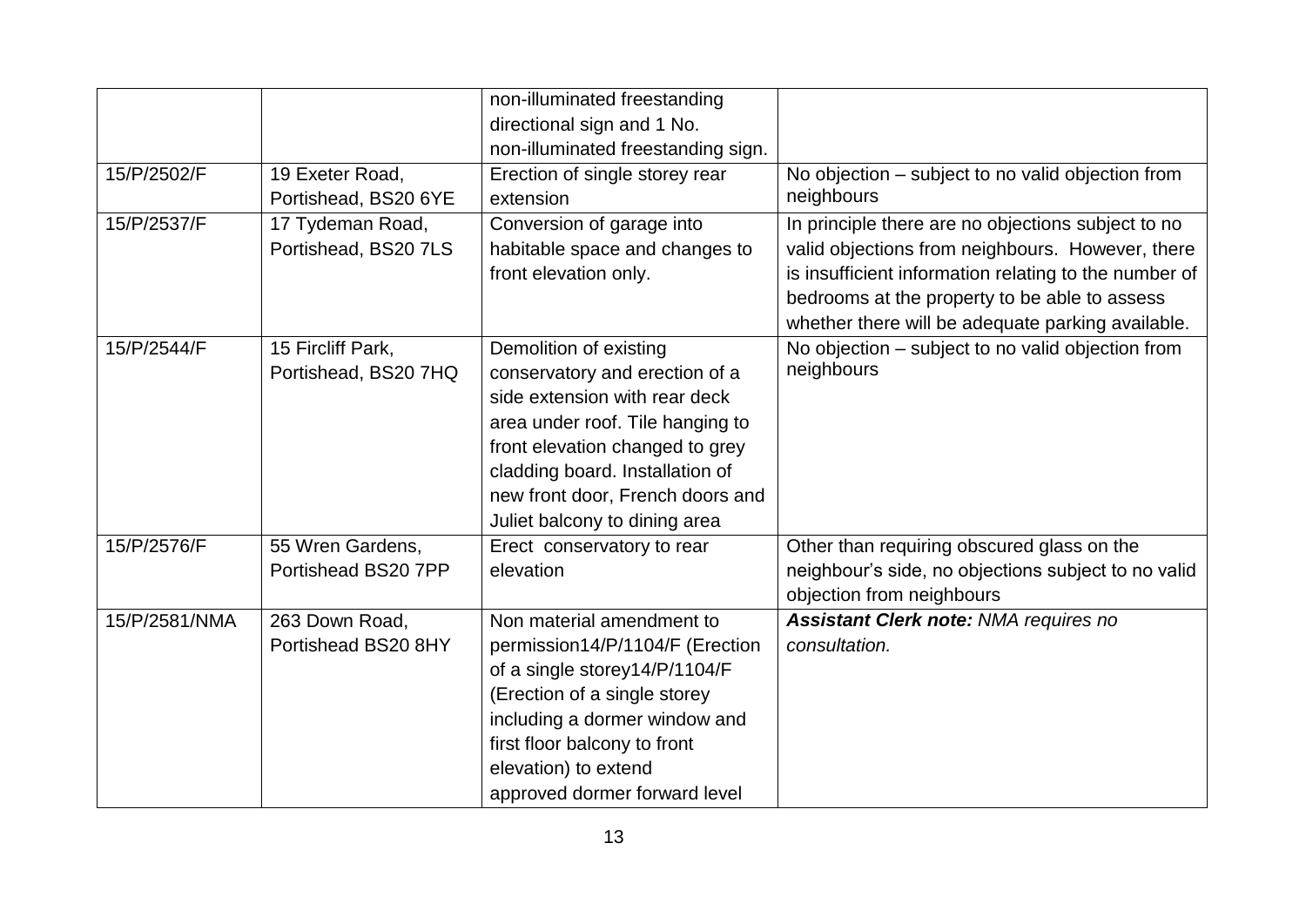| | | | |
|---|---|---|---|
| | | non-illuminated freestanding directional sign and 1 No. non-illuminated freestanding sign. | |
| 15/P/2502/F | 19 Exeter Road, Portishead, BS20 6YE | Erection of single storey rear extension | No objection – subject to no valid objection from neighbours |
| 15/P/2537/F | 17 Tydeman Road, Portishead, BS20 7LS | Conversion of garage into habitable space and changes to front elevation only. | In principle there are no objections subject to no valid objections from neighbours. However, there is insufficient information relating to the number of bedrooms at the property to be able to assess whether there will be adequate parking available. |
| 15/P/2544/F | 15 Fircliff Park, Portishead, BS20 7HQ | Demolition of existing conservatory and erection of a side extension with rear deck area under roof. Tile hanging to front elevation changed to grey cladding board. Installation of new front door, French doors and Juliet balcony to dining area | No objection – subject to no valid objection from neighbours |
| 15/P/2576/F | 55 Wren Gardens, Portishead BS20 7PP | Erect conservatory to rear elevation | Other than requiring obscured glass on the neighbour's side, no objections subject to no valid objection from neighbours |
| 15/P/2581/NMA | 263 Down Road, Portishead BS20 8HY | Non material amendment to permission14/P/1104/F (Erection of a single storey14/P/1104/F (Erection of a single storey including a dormer window and first floor balcony to front elevation) to extend approved dormer forward level | ***Assistant Clerk note:*** *NMA requires no consultation.* |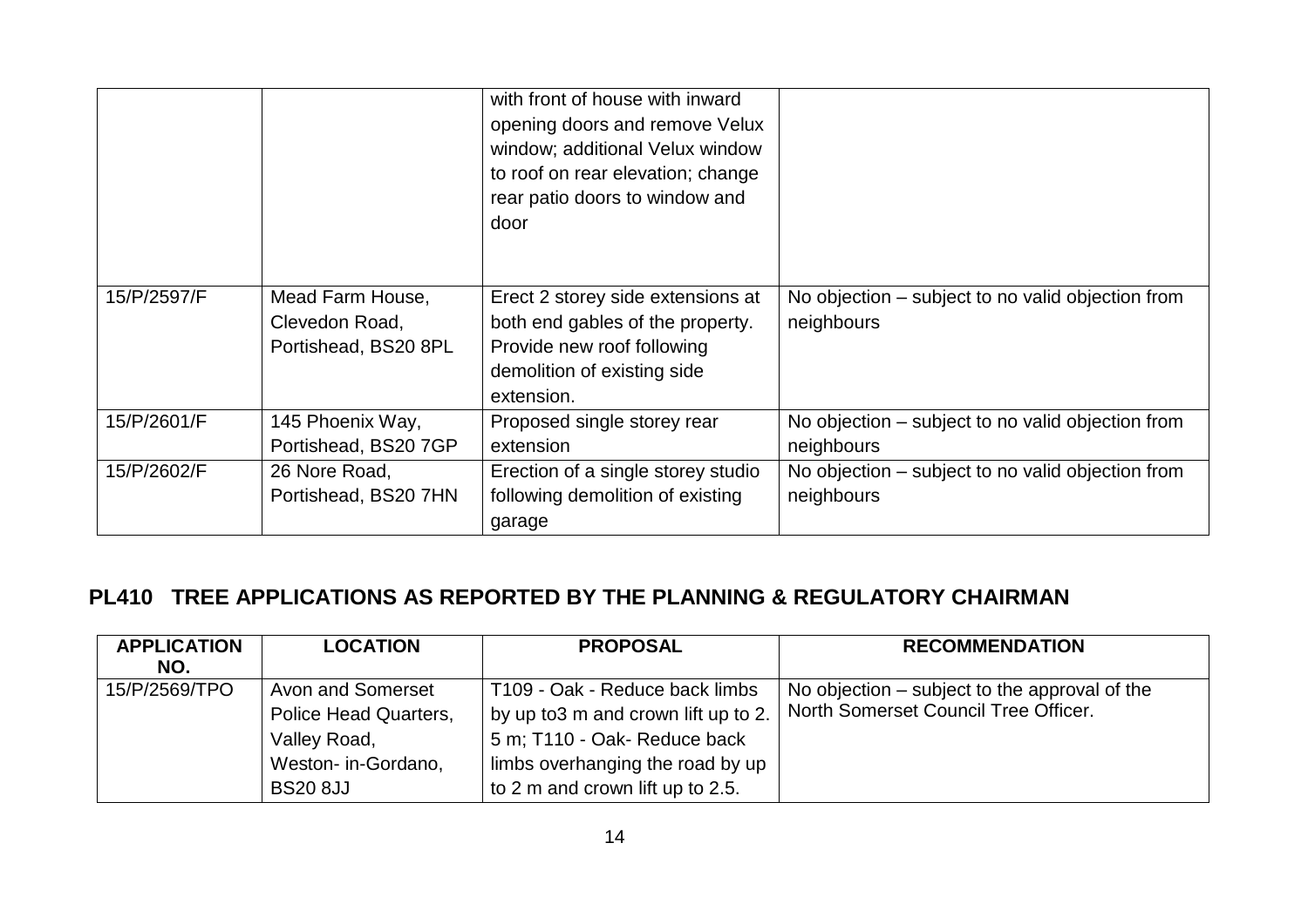| | | | |
|---|---|---|---|
| | | with front of house with inward opening doors and remove Velux window; additional Velux window to roof on rear elevation; change rear patio doors to window and door | |
| 15/P/2597/F | Mead Farm House, Clevedon Road, Portishead, BS20 8PL | Erect 2 storey side extensions at both end gables of the property. Provide new roof following demolition of existing side extension. | No objection – subject to no valid objection from neighbours |
| 15/P/2601/F | 145 Phoenix Way, Portishead, BS20 7GP | Proposed single storey rear extension | No objection – subject to no valid objection from neighbours |
| 15/P/2602/F | 26 Nore Road, Portishead, BS20 7HN | Erection of a single storey studio following demolition of existing garage | No objection – subject to no valid objection from neighbours |

## PL410 TREE APPLICATIONS AS REPORTED BY THE PLANNING & REGULATORY CHAIRMAN

| APPLICATION NO. | LOCATION | PROPOSAL | RECOMMENDATION |
|---|---|---|---|
| 15/P/2569/TPO | Avon and Somerset Police Head Quarters, Valley Road, Weston- in-Gordano, BS20 8JJ | T109 - Oak - Reduce back limbs by up to3 m and crown lift up to 2. 5 m; T110 - Oak- Reduce back limbs overhanging the road by up to 2 m and crown lift up to 2.5. | No objection – subject to the approval of the North Somerset Council Tree Officer. |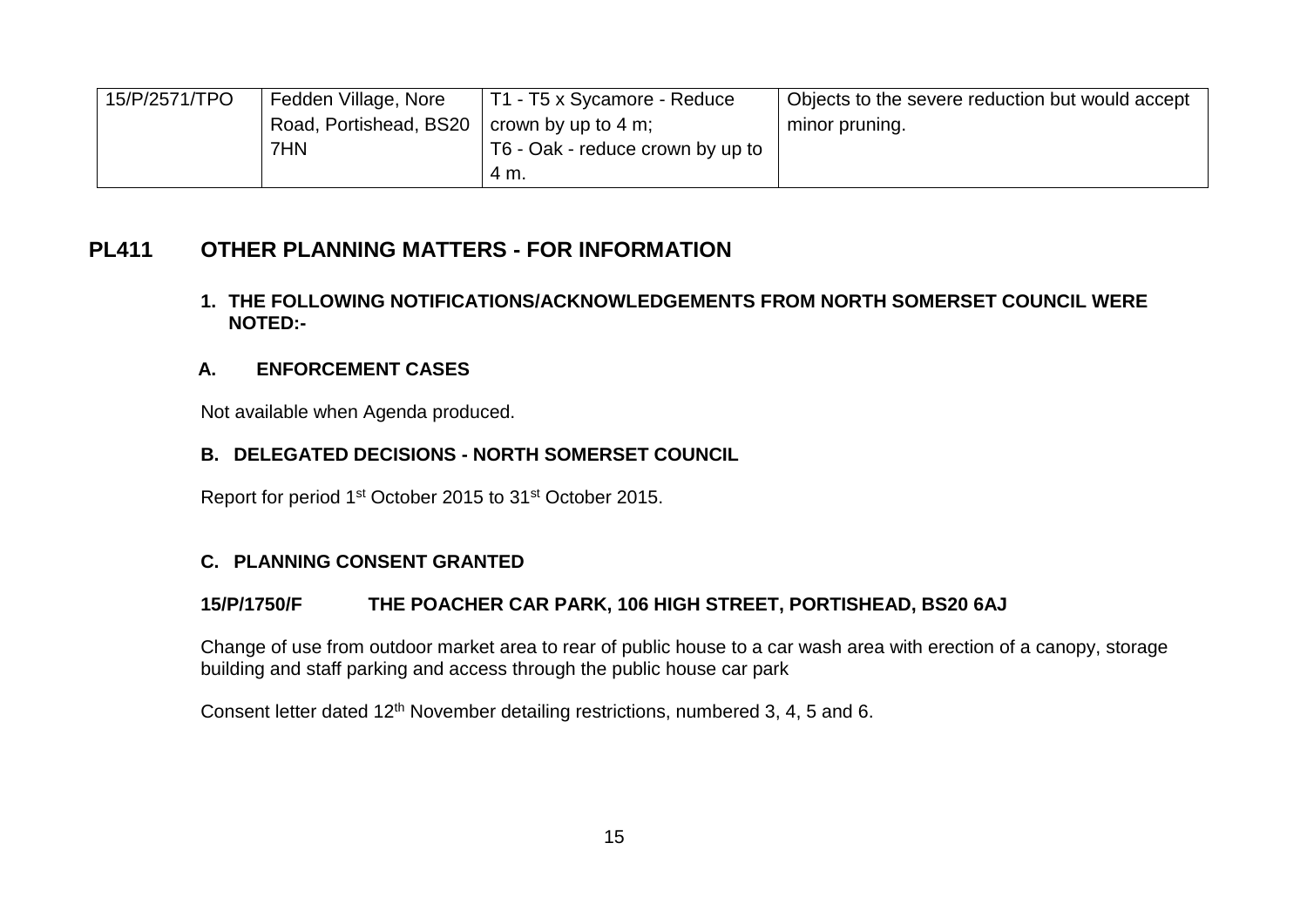| | | | |
|---|---|---|---|
| 15/P/2571/TPO | Fedden Village, Nore Road, Portishead, BS20 7HN | T1 - T5 x Sycamore - Reduce crown by up to 4 m; T6 - Oak - reduce crown by up to 4 m. | Objects to the severe reduction but would accept minor pruning. |

## PL411 OTHER PLANNING MATTERS - FOR INFORMATION

**1. THE FOLLOWING NOTIFICATIONS/ACKNOWLEDGEMENTS FROM NORTH SOMERSET COUNCIL WERE NOTED:-**

**A. ENFORCEMENT CASES**

Not available when Agenda produced.

**B. DELEGATED DECISIONS - NORTH SOMERSET COUNCIL**

Report for period 1st October 2015 to 31st October 2015.

**C. PLANNING CONSENT GRANTED**

**15/P/1750/F THE POACHER CAR PARK, 106 HIGH STREET, PORTISHEAD, BS20 6AJ**

Change of use from outdoor market area to rear of public house to a car wash area with erection of a canopy, storage building and staff parking and access through the public house car park

Consent letter dated 12th November detailing restrictions, numbered 3, 4, 5 and 6.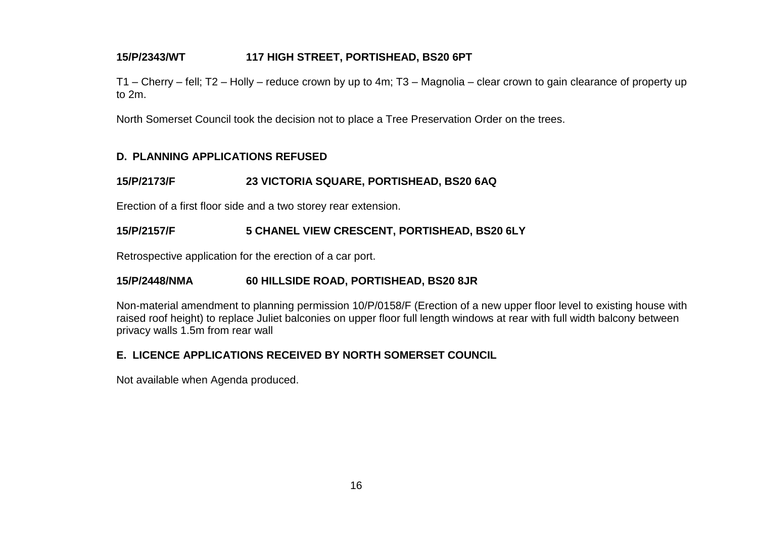**15/P/2343/WT 117 HIGH STREET, PORTISHEAD, BS20 6PT**

T1 – Cherry – fell; T2 – Holly – reduce crown by up to 4m; T3 – Magnolia – clear crown to gain clearance of property up to 2m.

North Somerset Council took the decision not to place a Tree Preservation Order on the trees.

## D. PLANNING APPLICATIONS REFUSED

**15/P/2173/F 23 VICTORIA SQUARE, PORTISHEAD, BS20 6AQ**

Erection of a first floor side and a two storey rear extension.

**15/P/2157/F 5 CHANEL VIEW CRESCENT, PORTISHEAD, BS20 6LY**

Retrospective application for the erection of a car port.

**15/P/2448/NMA 60 HILLSIDE ROAD, PORTISHEAD, BS20 8JR**

Non-material amendment to planning permission 10/P/0158/F (Erection of a new upper floor level to existing house with raised roof height) to replace Juliet balconies on upper floor full length windows at rear with full width balcony between privacy walls 1.5m from rear wall

## E. LICENCE APPLICATIONS RECEIVED BY NORTH SOMERSET COUNCIL

Not available when Agenda produced.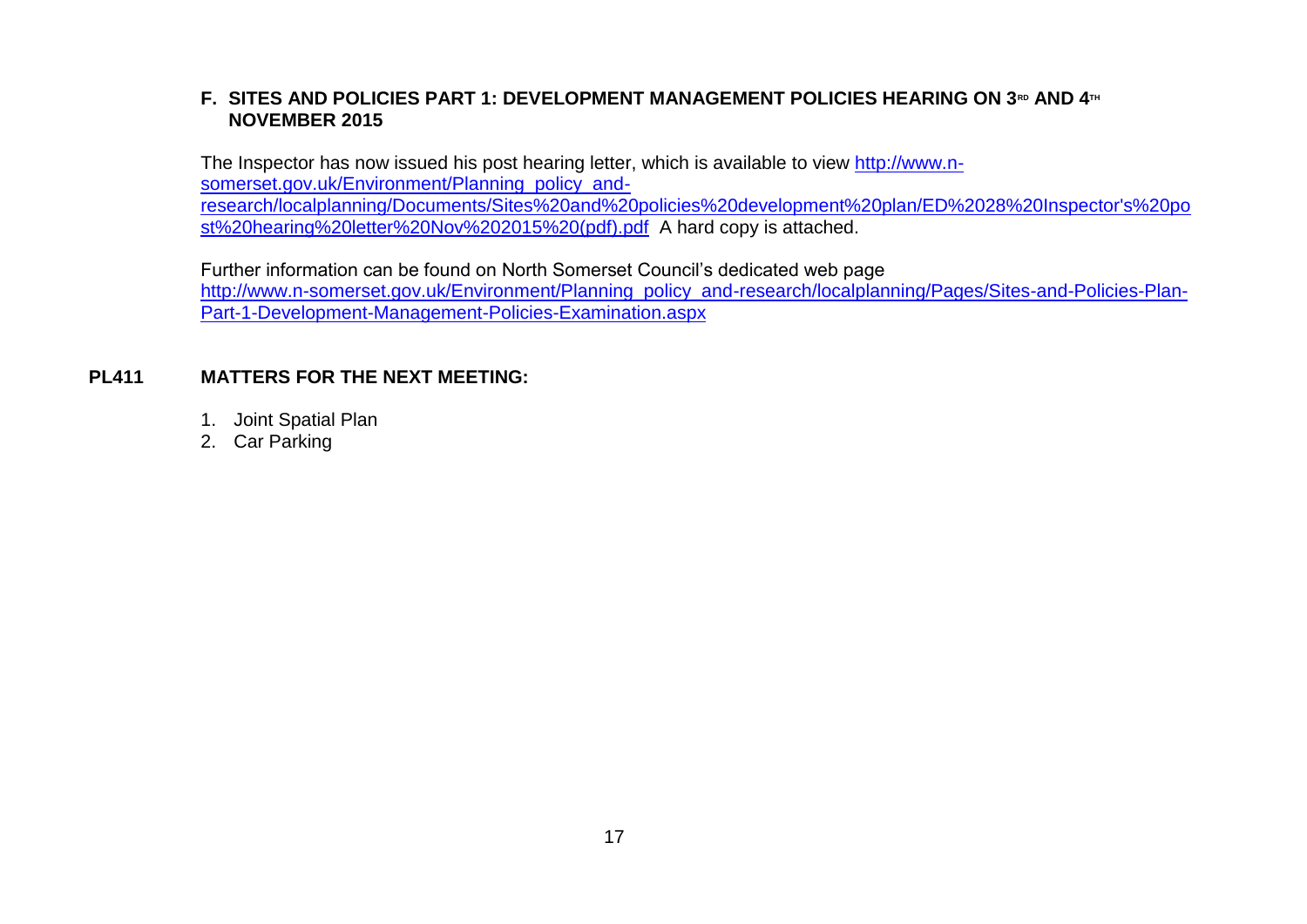**F. SITES AND POLICIES PART 1: DEVELOPMENT MANAGEMENT POLICIES HEARING ON 3RD AND 4TH NOVEMBER 2015**

The Inspector has now issued his post hearing letter, which is available to view http://www.n-somerset.gov.uk/Environment/Planning_policy_and-research/localplanning/Documents/Sites%20and%20policies%20development%20plan/ED%2028%20Inspector's%20post%20hearing%20letter%20Nov%202015%20(pdf).pdf A hard copy is attached.

Further information can be found on North Somerset Council's dedicated web page http://www.n-somerset.gov.uk/Environment/Planning_policy_and-research/localplanning/Pages/Sites-and-Policies-Plan-Part-1-Development-Management-Policies-Examination.aspx

## PL411 MATTERS FOR THE NEXT MEETING:

1. Joint Spatial Plan
2. Car Parking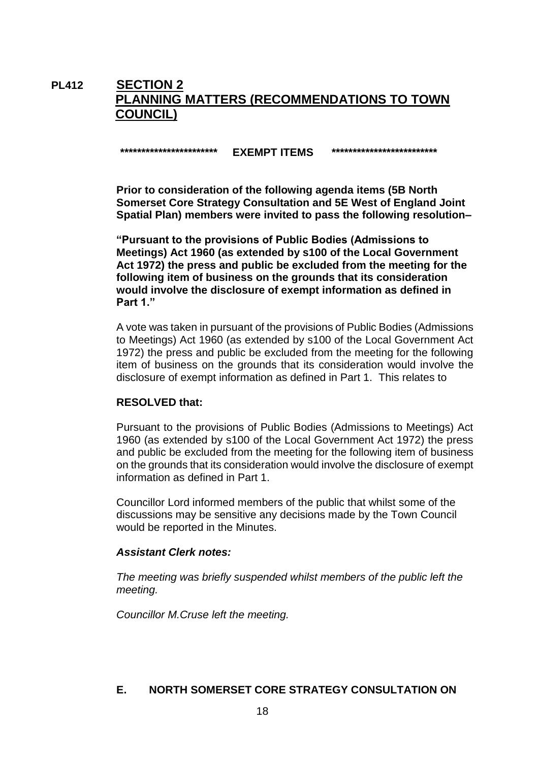**PL412** **SECTION 2**
**PLANNING MATTERS (RECOMMENDATIONS TO TOWN COUNCIL)**

**************************  **EXEMPT ITEMS**  **************************

**Prior to consideration of the following agenda items (5B North Somerset Core Strategy Consultation and 5E West of England Joint Spatial Plan) members were invited to pass the following resolution–**

**"Pursuant to the provisions of Public Bodies (Admissions to Meetings) Act 1960 (as extended by s100 of the Local Government Act 1972) the press and public be excluded from the meeting for the following item of business on the grounds that its consideration would involve the disclosure of exempt information as defined in Part 1."**

A vote was taken in pursuant of the provisions of Public Bodies (Admissions to Meetings) Act 1960 (as extended by s100 of the Local Government Act 1972) the press and public be excluded from the meeting for the following item of business on the grounds that its consideration would involve the disclosure of exempt information as defined in Part 1. This relates to

**RESOLVED that:**

Pursuant to the provisions of Public Bodies (Admissions to Meetings) Act 1960 (as extended by s100 of the Local Government Act 1972) the press and public be excluded from the meeting for the following item of business on the grounds that its consideration would involve the disclosure of exempt information as defined in Part 1.

Councillor Lord informed members of the public that whilst some of the discussions may be sensitive any decisions made by the Town Council would be reported in the Minutes.

***Assistant Clerk notes:***

*The meeting was briefly suspended whilst members of the public left the meeting.*

*Councillor M.Cruse left the meeting.*

**E. NORTH SOMERSET CORE STRATEGY CONSULTATION ON**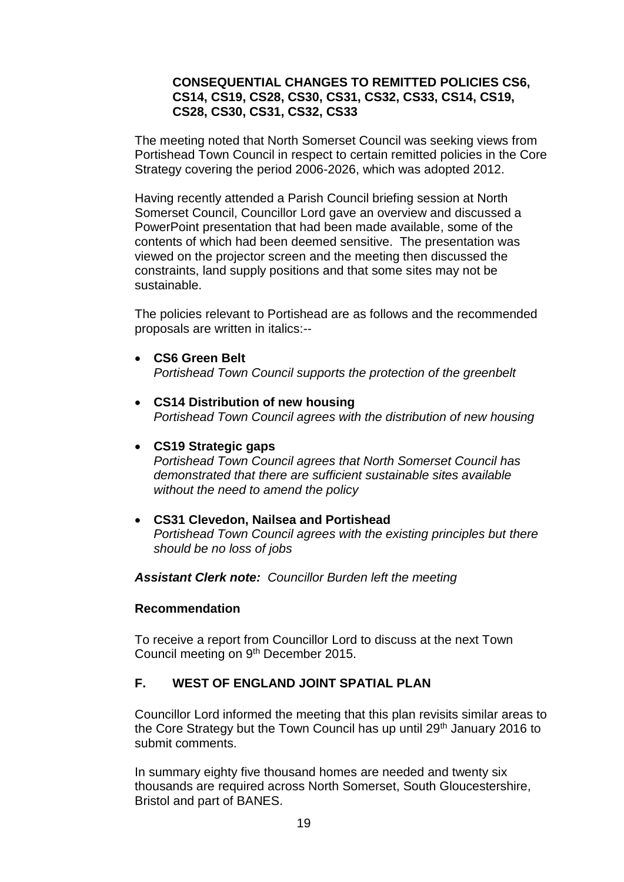**CONSEQUENTIAL CHANGES TO REMITTED POLICIES CS6, CS14, CS19, CS28, CS30, CS31, CS32, CS33, CS14, CS19, CS28, CS30, CS31, CS32, CS33**

The meeting noted that North Somerset Council was seeking views from Portishead Town Council in respect to certain remitted policies in the Core Strategy covering the period 2006-2026, which was adopted 2012.

Having recently attended a Parish Council briefing session at North Somerset Council, Councillor Lord gave an overview and discussed a PowerPoint presentation that had been made available, some of the contents of which had been deemed sensitive. The presentation was viewed on the projector screen and the meeting then discussed the constraints, land supply positions and that some sites may not be sustainable.

The policies relevant to Portishead are as follows and the recommended proposals are written in italics:--

- **CS6 Green Belt**
  *Portishead Town Council supports the protection of the greenbelt*

- **CS14 Distribution of new housing**
  *Portishead Town Council agrees with the distribution of new housing*

- **CS19 Strategic gaps**
  *Portishead Town Council agrees that North Somerset Council has demonstrated that there are sufficient sustainable sites available without the need to amend the policy*

- **CS31 Clevedon, Nailsea and Portishead**
  *Portishead Town Council agrees with the existing principles but there should be no loss of jobs*

***Assistant Clerk note:*** *Councillor Burden left the meeting*

**Recommendation**

To receive a report from Councillor Lord to discuss at the next Town Council meeting on 9th December 2015.

## F. WEST OF ENGLAND JOINT SPATIAL PLAN

Councillor Lord informed the meeting that this plan revisits similar areas to the Core Strategy but the Town Council has up until 29th January 2016 to submit comments.

In summary eighty five thousand homes are needed and twenty six thousands are required across North Somerset, South Gloucestershire, Bristol and part of BANES.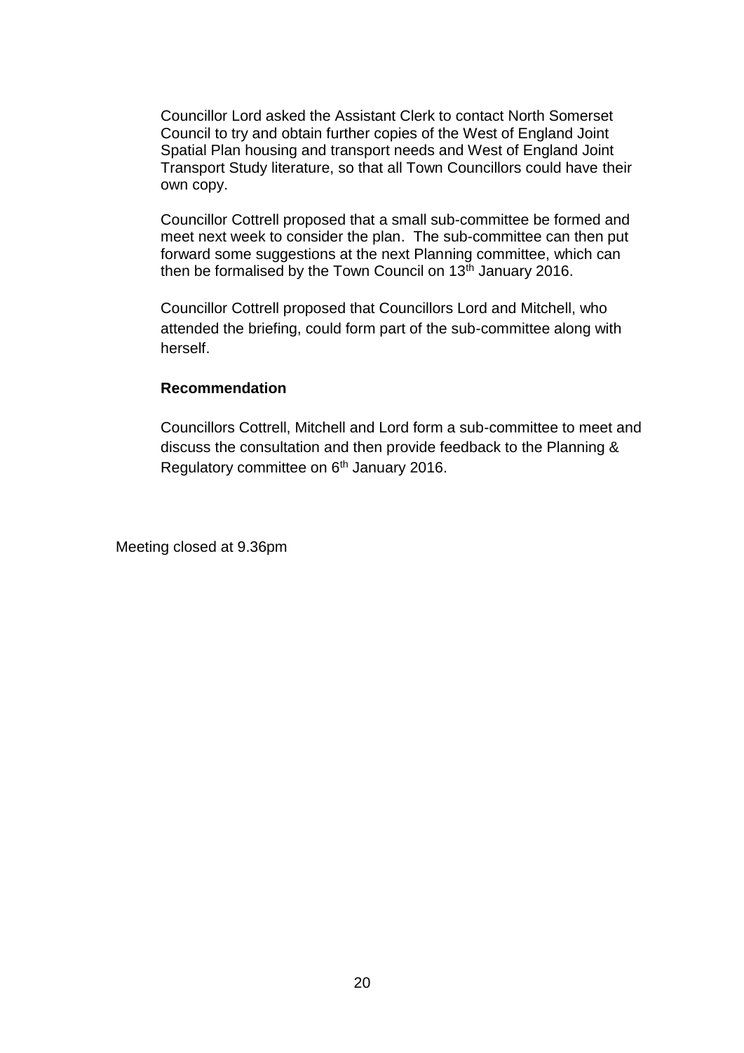Councillor Lord asked the Assistant Clerk to contact North Somerset Council to try and obtain further copies of the West of England Joint Spatial Plan housing and transport needs and West of England Joint Transport Study literature, so that all Town Councillors could have their own copy.

Councillor Cottrell proposed that a small sub-committee be formed and meet next week to consider the plan. The sub-committee can then put forward some suggestions at the next Planning committee, which can then be formalised by the Town Council on 13th January 2016.

Councillor Cottrell proposed that Councillors Lord and Mitchell, who attended the briefing, could form part of the sub-committee along with herself.

**Recommendation**

Councillors Cottrell, Mitchell and Lord form a sub-committee to meet and discuss the consultation and then provide feedback to the Planning & Regulatory committee on 6th January 2016.

Meeting closed at 9.36pm